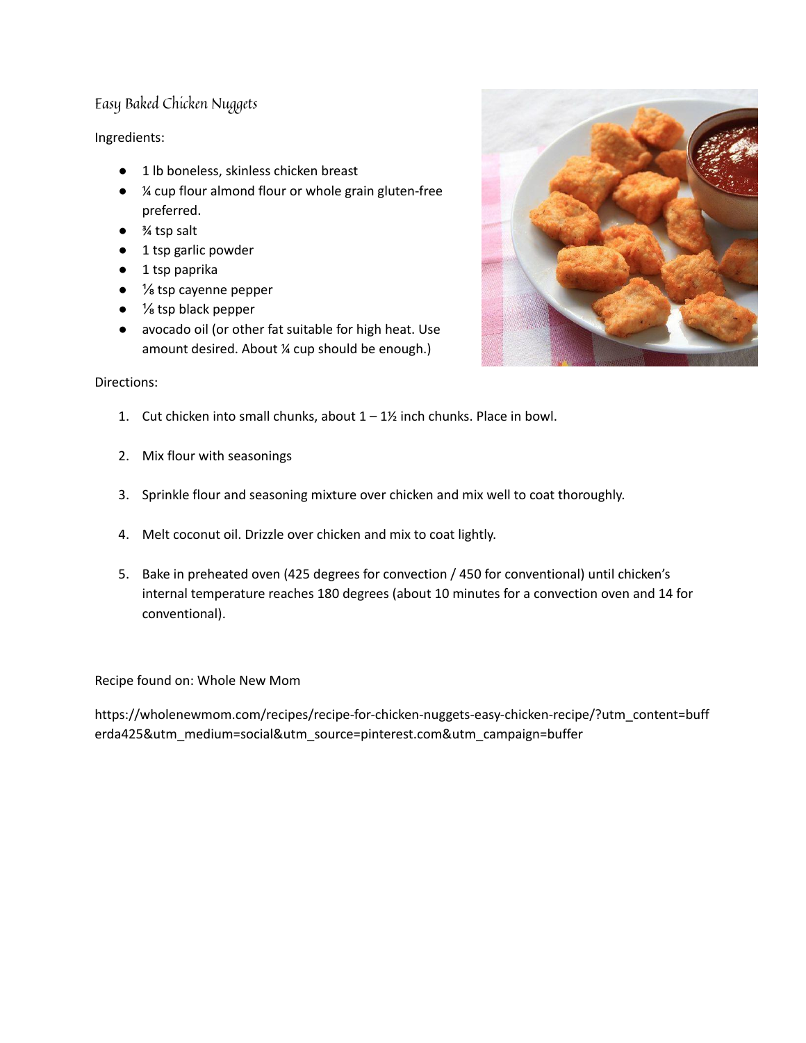# Easy Baked Chicken Nuggets

Ingredients:

- 1 lb boneless, skinless chicken breast
- ¼ cup flour almond flour or whole grain gluten-free preferred.
- ¾ tsp salt
- 1 tsp garlic powder
- 1 tsp paprika
- ⅛ tsp cayenne pepper
- ⅛ tsp black pepper
- avocado oil (or other fat suitable for high heat. Use amount desired. About ¼ cup should be enough.)

Directions:

1. Cut chicken into small chunks, about 1 – 1½ inch chunks. Place in bowl.

2. Mix flour with seasonings

3. Sprinkle flour and seasoning mixture over chicken and mix well to coat thoroughly.

4. Melt coconut oil. Drizzle over chicken and mix to coat lightly.

5. Bake in preheated oven (425 degrees for convection / 450 for conventional) until chicken's internal temperature reaches 180 degrees (about 10 minutes for a convection oven and 14 for conventional).

Recipe found on: Whole New Mom

https://wholenewmom.com/recipes/recipe-for-chicken-nuggets-easy-chicken-recipe/?utm_content=buffer da425&utm_medium=social&utm_source=pinterest.com&utm_campaign=buffer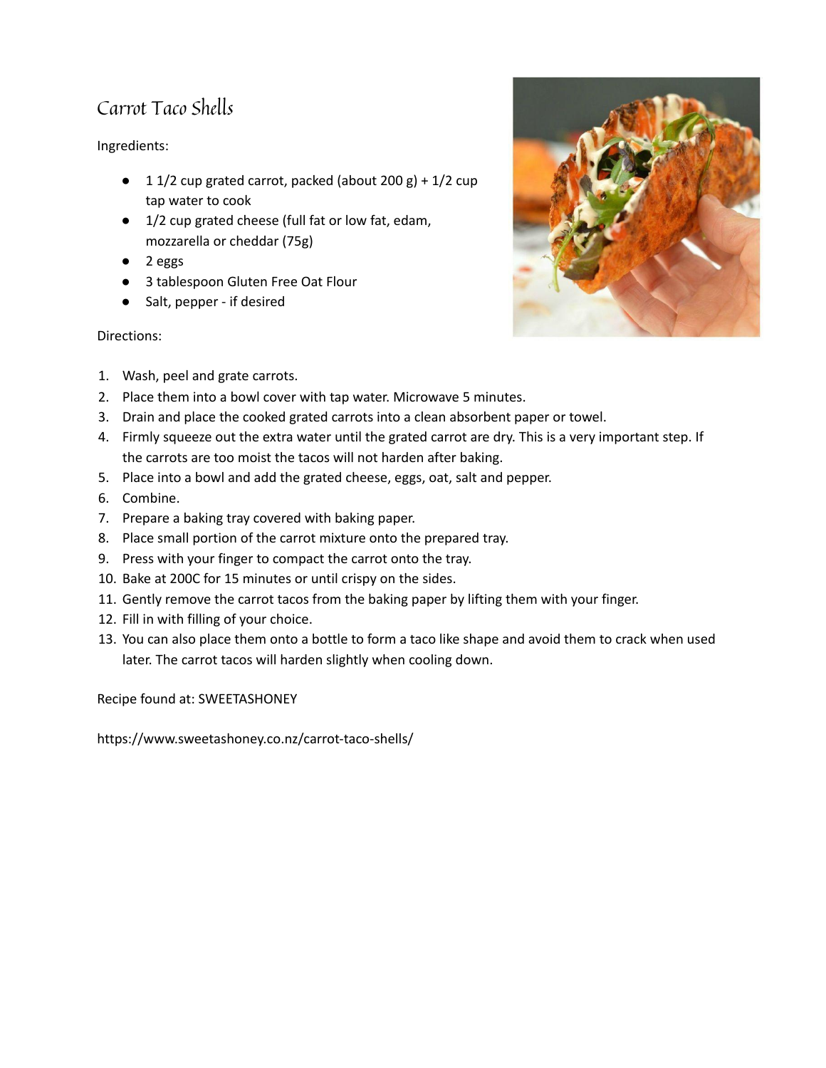# Carrot Taco Shells

Ingredients:

- 1 1/2 cup grated carrot, packed (about 200 g) + 1/2 cup tap water to cook
- 1/2 cup grated cheese (full fat or low fat, edam, mozzarella or cheddar (75g)
- 2 eggs
- 3 tablespoon Gluten Free Oat Flour
- Salt, pepper - if desired

Directions:

1. Wash, peel and grate carrots.
2. Place them into a bowl cover with tap water. Microwave 5 minutes.
3. Drain and place the cooked grated carrots into a clean absorbent paper or towel.
4. Firmly squeeze out the extra water until the grated carrot are dry. This is a very important step. If the carrots are too moist the tacos will not harden after baking.
5. Place into a bowl and add the grated cheese, eggs, oat, salt and pepper.
6. Combine.
7. Prepare a baking tray covered with baking paper.
8. Place small portion of the carrot mixture onto the prepared tray.
9. Press with your finger to compact the carrot onto the tray.
10. Bake at 200C for 15 minutes or until crispy on the sides.
11. Gently remove the carrot tacos from the baking paper by lifting them with your finger.
12. Fill in with filling of your choice.
13. You can also place them onto a bottle to form a taco like shape and avoid them to crack when used later. The carrot tacos will harden slightly when cooling down.

Recipe found at: SWEETASHONEY

https://www.sweetashoney.co.nz/carrot-taco-shells/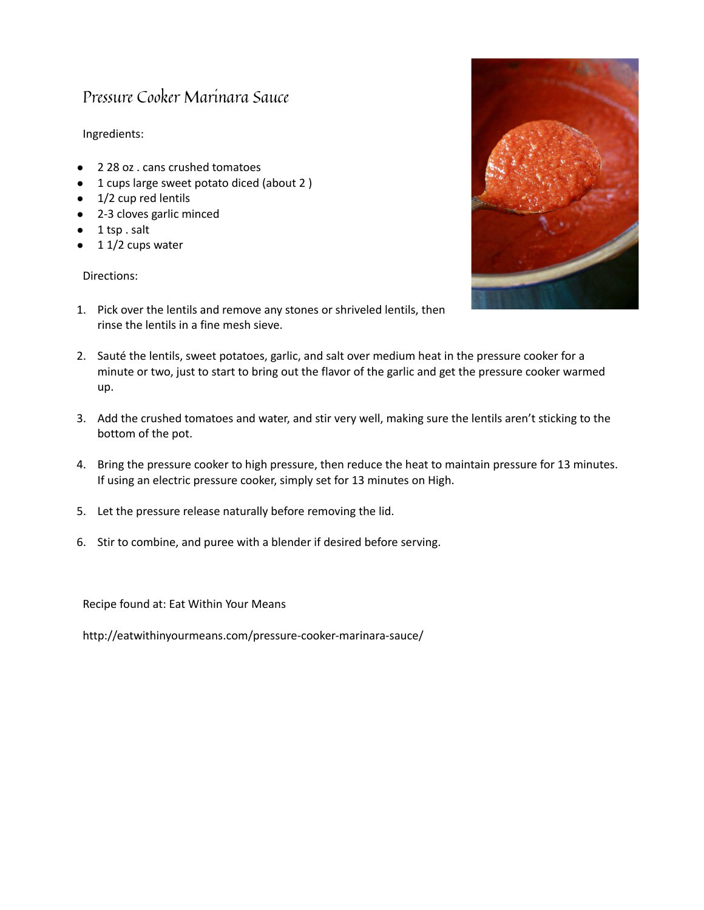# Pressure Cooker Marinara Sauce

Ingredients:

- 2 28 oz . cans crushed tomatoes
- 1 cups large sweet potato diced (about 2 )
- 1/2 cup red lentils
- 2-3 cloves garlic minced
- 1 tsp . salt
- 1 1/2 cups water

Directions:

1. Pick over the lentils and remove any stones or shriveled lentils, then rinse the lentils in a fine mesh sieve.

2. Sauté the lentils, sweet potatoes, garlic, and salt over medium heat in the pressure cooker for a minute or two, just to start to bring out the flavor of the garlic and get the pressure cooker warmed up.

3. Add the crushed tomatoes and water, and stir very well, making sure the lentils aren't sticking to the bottom of the pot.

4. Bring the pressure cooker to high pressure, then reduce the heat to maintain pressure for 13 minutes. If using an electric pressure cooker, simply set for 13 minutes on High.

5. Let the pressure release naturally before removing the lid.

6. Stir to combine, and puree with a blender if desired before serving.

Recipe found at: Eat Within Your Means

http://eatwithinyourmeans.com/pressure-cooker-marinara-sauce/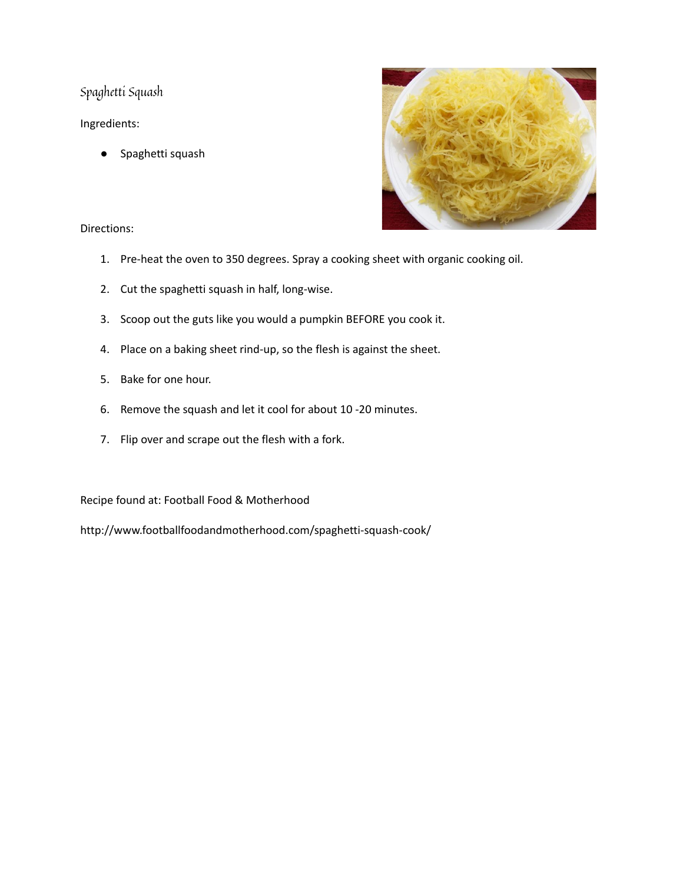# Spaghetti Squash

Ingredients:

- Spaghetti squash

Directions:

1. Pre-heat the oven to 350 degrees. Spray a cooking sheet with organic cooking oil.
2. Cut the spaghetti squash in half, long-wise.
3. Scoop out the guts like you would a pumpkin BEFORE you cook it.
4. Place on a baking sheet rind-up, so the flesh is against the sheet.
5. Bake for one hour.
6. Remove the squash and let it cool for about 10 -20 minutes.
7. Flip over and scrape out the flesh with a fork.

Recipe found at: Football Food & Motherhood

http://www.footballfoodandmotherhood.com/spaghetti-squash-cook/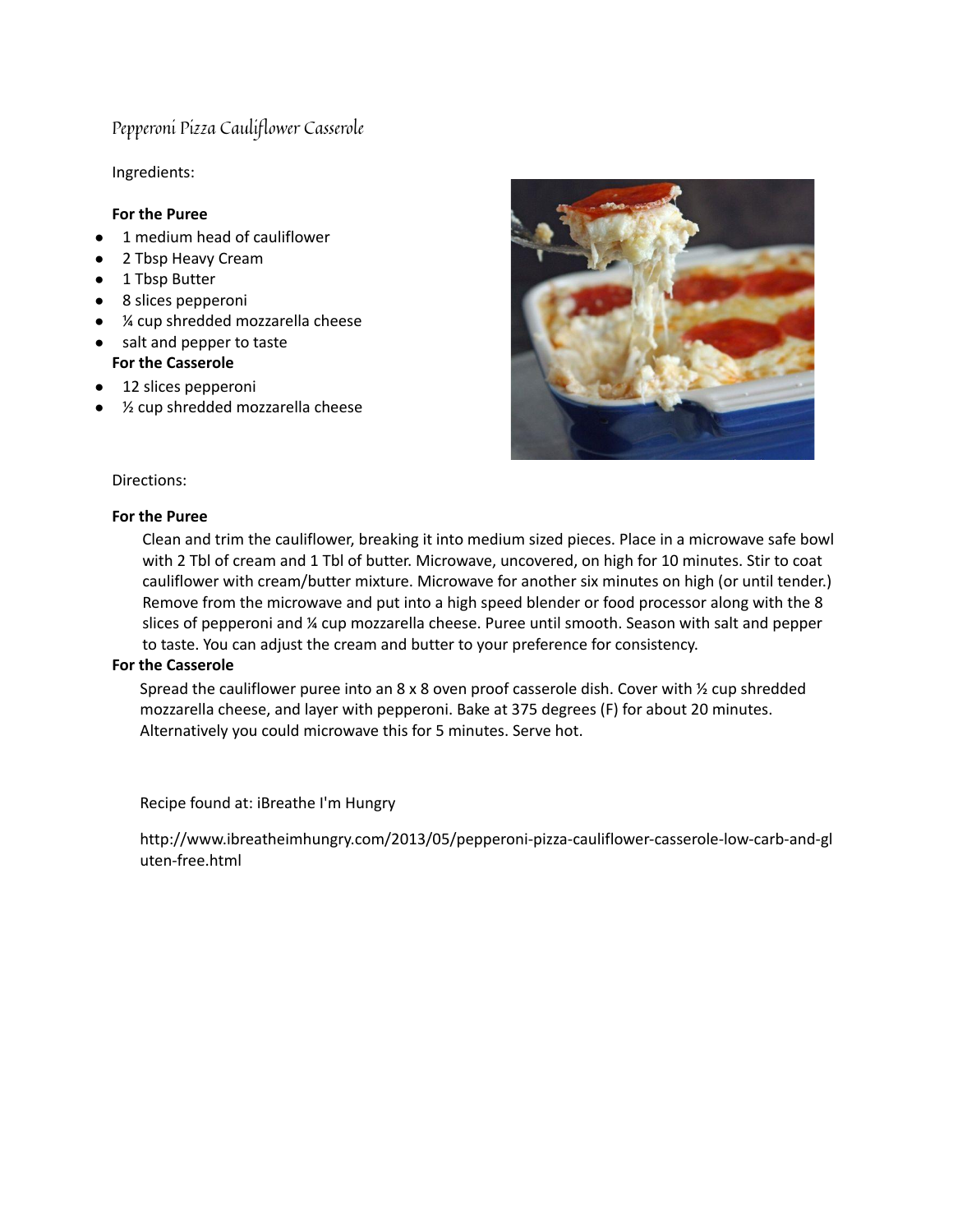# Pepperoni Pizza Cauliflower Casserole

Ingredients:

**For the Puree**

- 1 medium head of cauliflower
- 2 Tbsp Heavy Cream
- 1 Tbsp Butter
- 8 slices pepperoni
- ¼ cup shredded mozzarella cheese
- salt and pepper to taste

**For the Casserole**

- 12 slices pepperoni
- ½ cup shredded mozzarella cheese

Directions:

**For the Puree**

Clean and trim the cauliflower, breaking it into medium sized pieces. Place in a microwave safe bowl with 2 Tbl of cream and 1 Tbl of butter. Microwave, uncovered, on high for 10 minutes. Stir to coat cauliflower with cream/butter mixture. Microwave for another six minutes on high (or until tender.) Remove from the microwave and put into a high speed blender or food processor along with the 8 slices of pepperoni and ¼ cup mozzarella cheese. Puree until smooth. Season with salt and pepper to taste. You can adjust the cream and butter to your preference for consistency.

**For the Casserole**

Spread the cauliflower puree into an 8 x 8 oven proof casserole dish. Cover with ½ cup shredded mozzarella cheese, and layer with pepperoni. Bake at 375 degrees (F) for about 20 minutes. Alternatively you could microwave this for 5 minutes. Serve hot.

Recipe found at: iBreathe I'm Hungry

http://www.ibreatheimhungry.com/2013/05/pepperoni-pizza-cauliflower-casserole-low-carb-and-gluten-free.html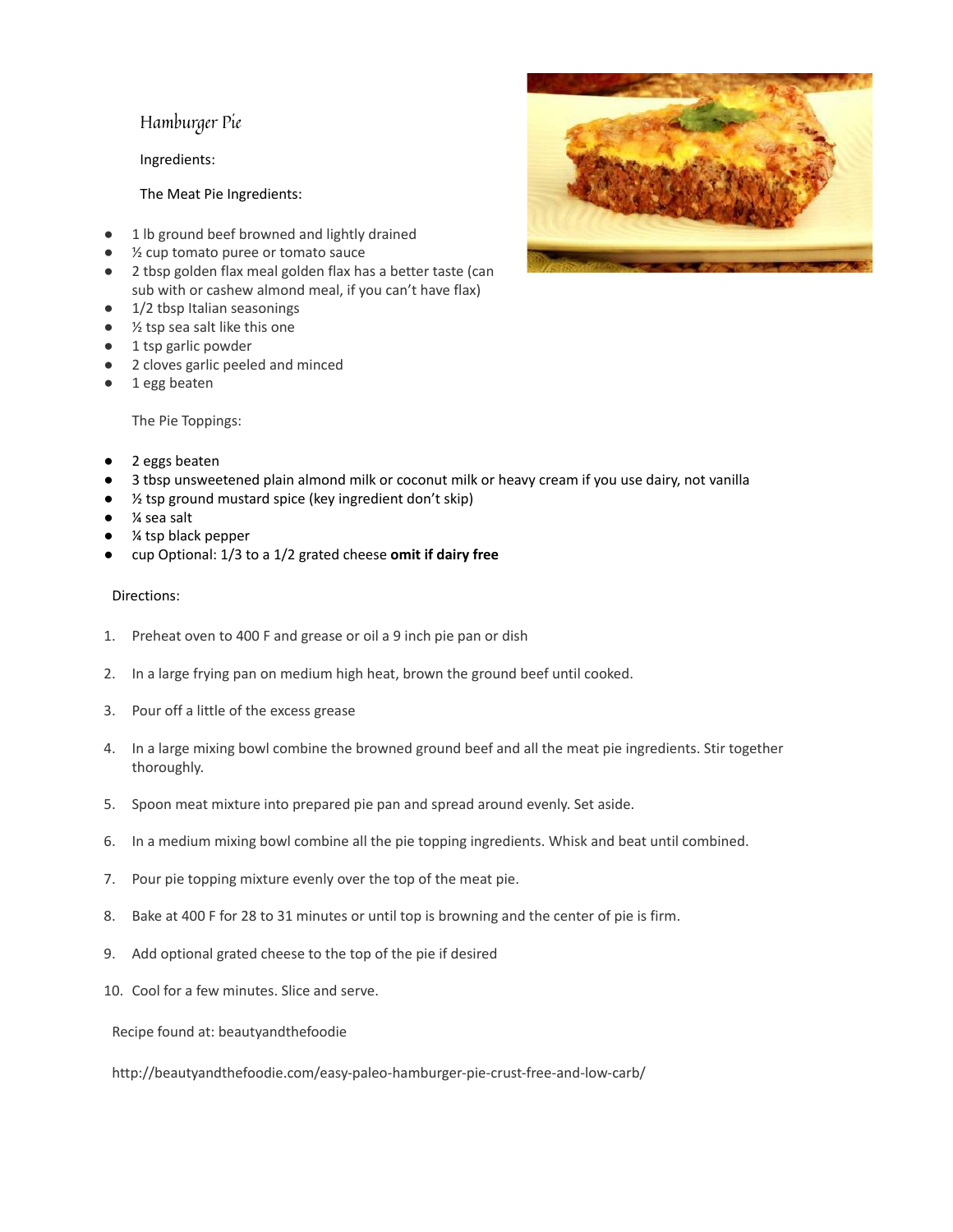# Hamburger Pie

Ingredients:

The Meat Pie Ingredients:

- 1 lb ground beef browned and lightly drained
- ½ cup tomato puree or tomato sauce
- 2 tbsp golden flax meal golden flax has a better taste (can sub with or cashew almond meal, if you can't have flax)
- 1/2 tbsp Italian seasonings
- ½ tsp sea salt like this one
- 1 tsp garlic powder
- 2 cloves garlic peeled and minced
- 1 egg beaten

The Pie Toppings:

- 2 eggs beaten
- 3 tbsp unsweetened plain almond milk or coconut milk or heavy cream if you use dairy, not vanilla
- ½ tsp ground mustard spice (key ingredient don't skip)
- ¼ sea salt
- ¼ tsp black pepper
- cup Optional: 1/3 to a 1/2 grated cheese **omit if dairy free**

Directions:

1. Preheat oven to 400 F and grease or oil a 9 inch pie pan or dish
2. In a large frying pan on medium high heat, brown the ground beef until cooked.
3. Pour off a little of the excess grease
4. In a large mixing bowl combine the browned ground beef and all the meat pie ingredients. Stir together thoroughly.
5. Spoon meat mixture into prepared pie pan and spread around evenly. Set aside.
6. In a medium mixing bowl combine all the pie topping ingredients. Whisk and beat until combined.
7. Pour pie topping mixture evenly over the top of the meat pie.
8. Bake at 400 F for 28 to 31 minutes or until top is browning and the center of pie is firm.
9. Add optional grated cheese to the top of the pie if desired
10. Cool for a few minutes. Slice and serve.

Recipe found at: beautyandthefoodie

http://beautyandthefoodie.com/easy-paleo-hamburger-pie-crust-free-and-low-carb/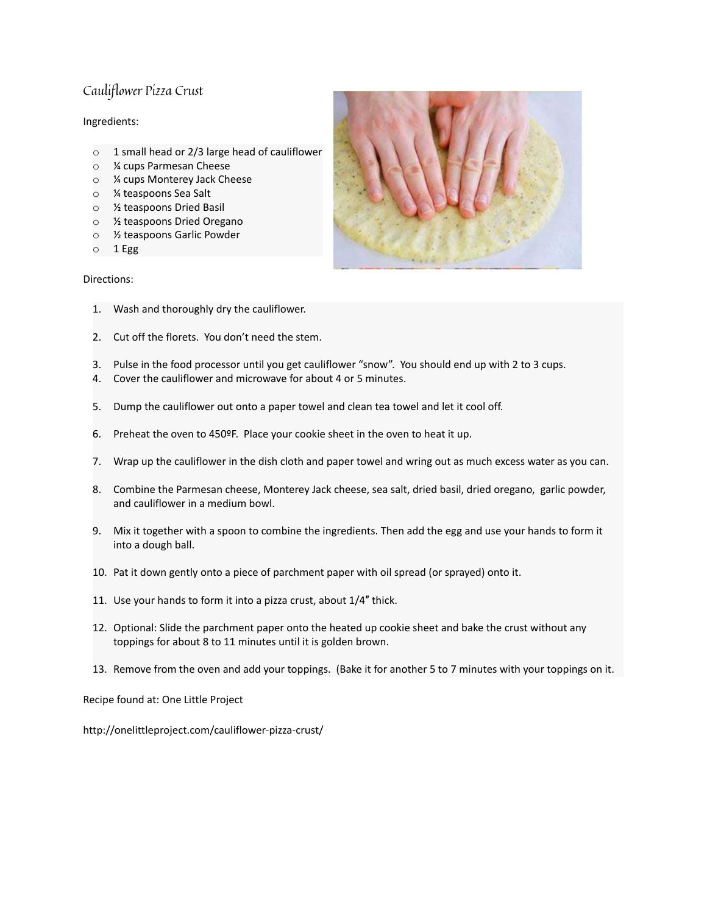## Cauliflower Pizza Crust

Ingredients:

- 1 small head or 2/3 large head of cauliflower
- ¼ cups Parmesan Cheese
- ¼ cups Monterey Jack Cheese
- ¼ teaspoons Sea Salt
- ½ teaspoons Dried Basil
- ½ teaspoons Dried Oregano
- ½ teaspoons Garlic Powder
- 1 Egg

Directions:

1. Wash and thoroughly dry the cauliflower.
2. Cut off the florets. You don't need the stem.
3. Pulse in the food processor until you get cauliflower "snow". You should end up with 2 to 3 cups.
4. Cover the cauliflower and microwave for about 4 or 5 minutes.
5. Dump the cauliflower out onto a paper towel and clean tea towel and let it cool off.
6. Preheat the oven to 450ºF. Place your cookie sheet in the oven to heat it up.
7. Wrap up the cauliflower in the dish cloth and paper towel and wring out as much excess water as you can.
8. Combine the Parmesan cheese, Monterey Jack cheese, sea salt, dried basil, dried oregano, garlic powder, and cauliflower in a medium bowl.
9. Mix it together with a spoon to combine the ingredients. Then add the egg and use your hands to form it into a dough ball.
10. Pat it down gently onto a piece of parchment paper with oil spread (or sprayed) onto it.
11. Use your hands to form it into a pizza crust, about 1/4″ thick.
12. Optional: Slide the parchment paper onto the heated up cookie sheet and bake the crust without any toppings for about 8 to 11 minutes until it is golden brown.
13. Remove from the oven and add your toppings. (Bake it for another 5 to 7 minutes with your toppings on it.

Recipe found at: One Little Project

http://onelittleproject.com/cauliflower-pizza-crust/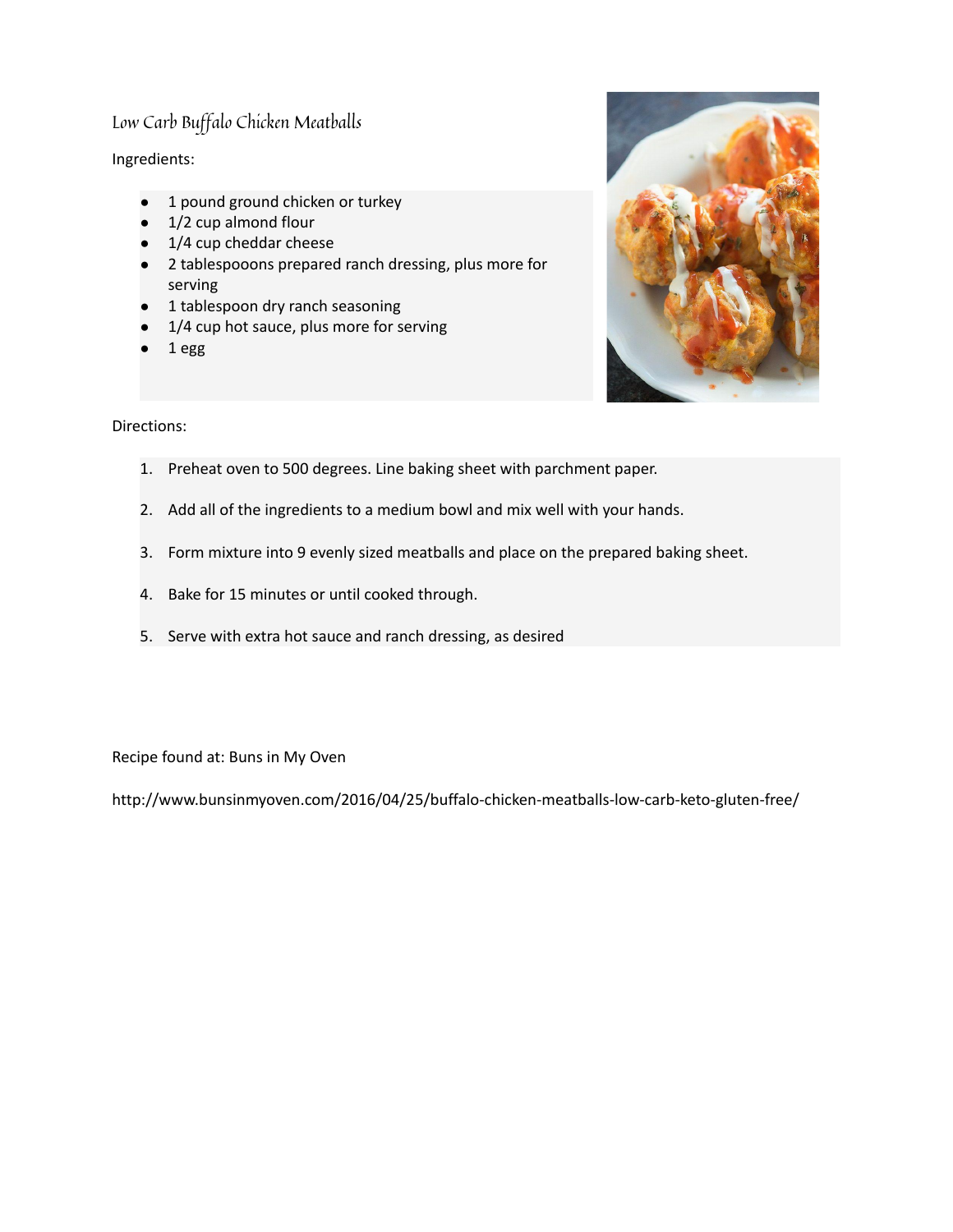# Low Carb Buffalo Chicken Meatballs

Ingredients:

- 1 pound ground chicken or turkey
- 1/2 cup almond flour
- 1/4 cup cheddar cheese
- 2 tablespooons prepared ranch dressing, plus more for serving
- 1 tablespoon dry ranch seasoning
- 1/4 cup hot sauce, plus more for serving
- 1 egg

Directions:

1. Preheat oven to 500 degrees. Line baking sheet with parchment paper.
2. Add all of the ingredients to a medium bowl and mix well with your hands.
3. Form mixture into 9 evenly sized meatballs and place on the prepared baking sheet.
4. Bake for 15 minutes or until cooked through.
5. Serve with extra hot sauce and ranch dressing, as desired

Recipe found at: Buns in My Oven

http://www.bunsinmyoven.com/2016/04/25/buffalo-chicken-meatballs-low-carb-keto-gluten-free/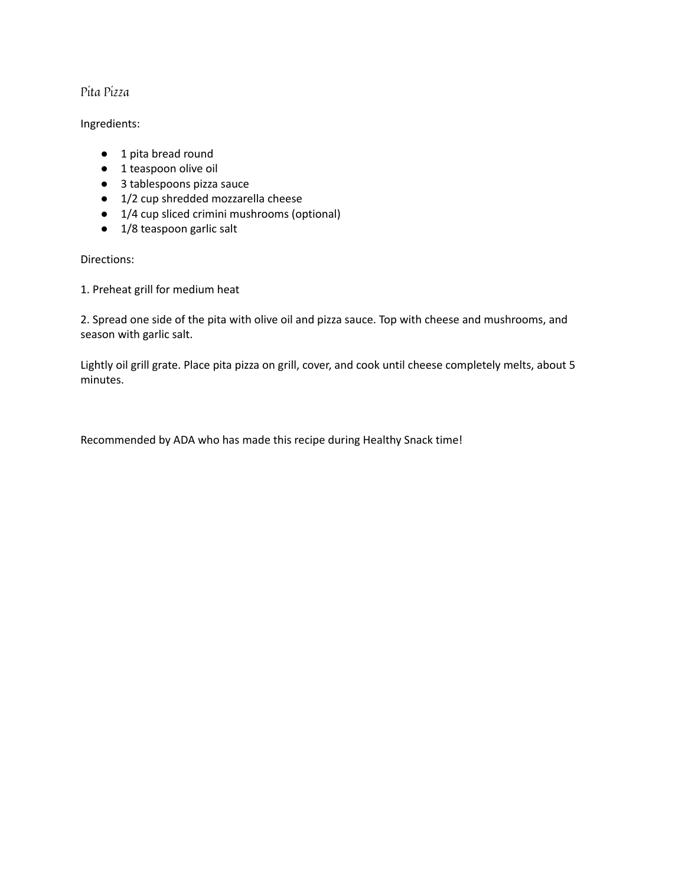# Pita Pizza

Ingredients:

- 1 pita bread round
- 1 teaspoon olive oil
- 3 tablespoons pizza sauce
- 1/2 cup shredded mozzarella cheese
- 1/4 cup sliced crimini mushrooms (optional)
- 1/8 teaspoon garlic salt

Directions:

1. Preheat grill for medium heat

2. Spread one side of the pita with olive oil and pizza sauce. Top with cheese and mushrooms, and season with garlic salt.

Lightly oil grill grate. Place pita pizza on grill, cover, and cook until cheese completely melts, about 5 minutes.

Recommended by ADA who has made this recipe during Healthy Snack time!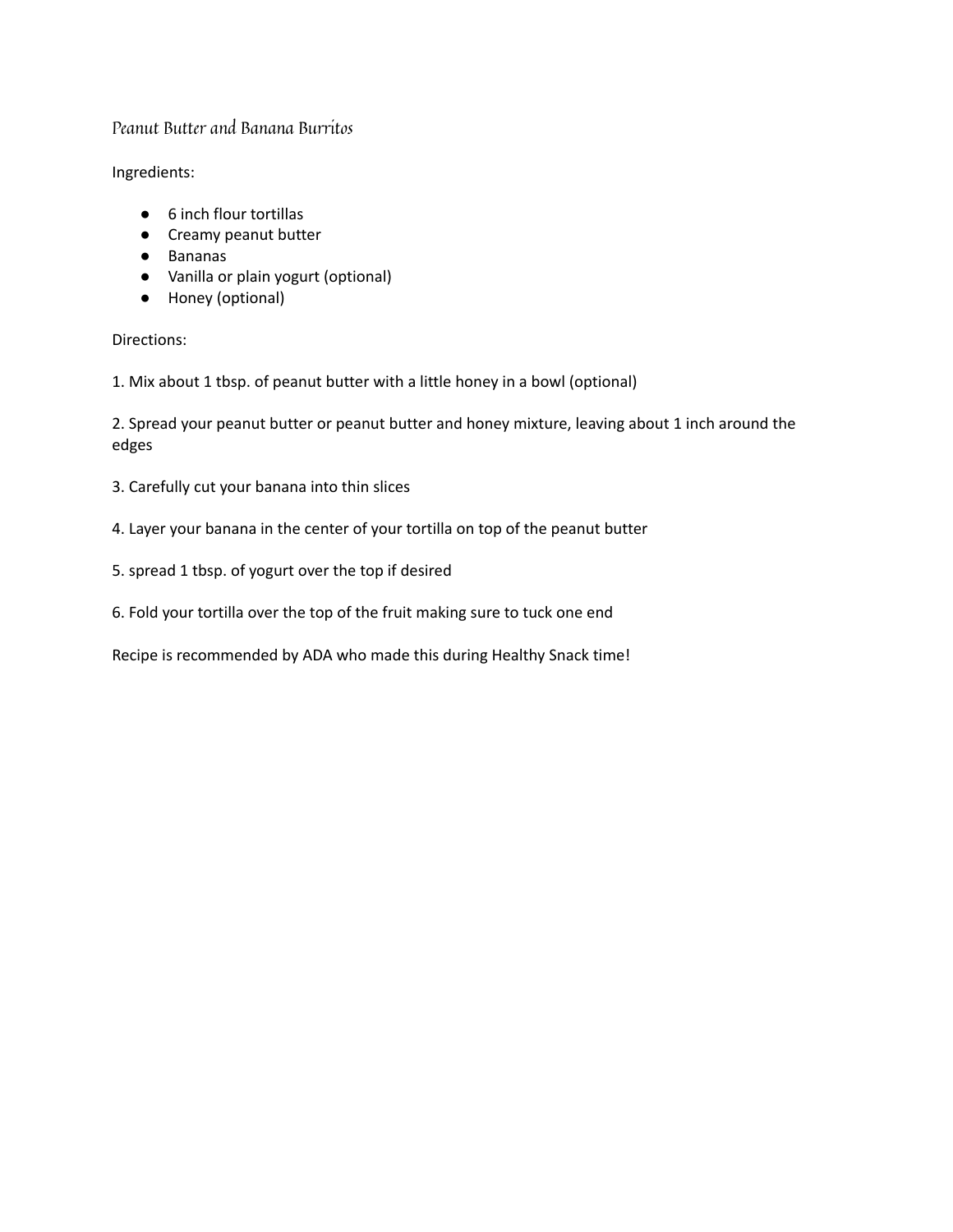# Peanut Butter and Banana Burritos

Ingredients:

- 6 inch flour tortillas
- Creamy peanut butter
- Bananas
- Vanilla or plain yogurt (optional)
- Honey (optional)

Directions:

1. Mix about 1 tbsp. of peanut butter with a little honey in a bowl (optional)

2. Spread your peanut butter or peanut butter and honey mixture, leaving about 1 inch around the edges

3. Carefully cut your banana into thin slices

4. Layer your banana in the center of your tortilla on top of the peanut butter

5. spread 1 tbsp. of yogurt over the top if desired

6. Fold your tortilla over the top of the fruit making sure to tuck one end

Recipe is recommended by ADA who made this during Healthy Snack time!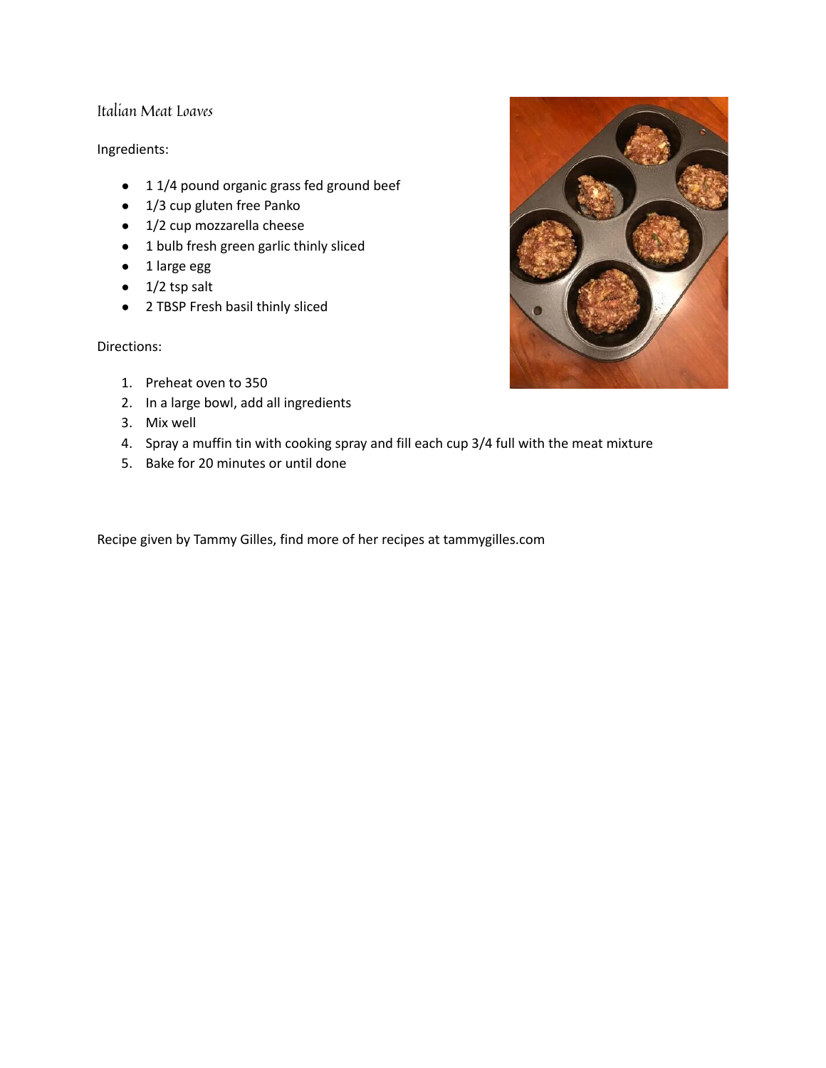# Italian Meat Loaves

Ingredients:

- 1 1/4 pound organic grass fed ground beef
- 1/3 cup gluten free Panko
- 1/2 cup mozzarella cheese
- 1 bulb fresh green garlic thinly sliced
- 1 large egg
- 1/2 tsp salt
- 2 TBSP Fresh basil thinly sliced

Directions:

1. Preheat oven to 350
2. In a large bowl, add all ingredients
3. Mix well
4. Spray a muffin tin with cooking spray and fill each cup 3/4 full with the meat mixture
5. Bake for 20 minutes or until done

Recipe given by Tammy Gilles, find more of her recipes at tammygilles.com